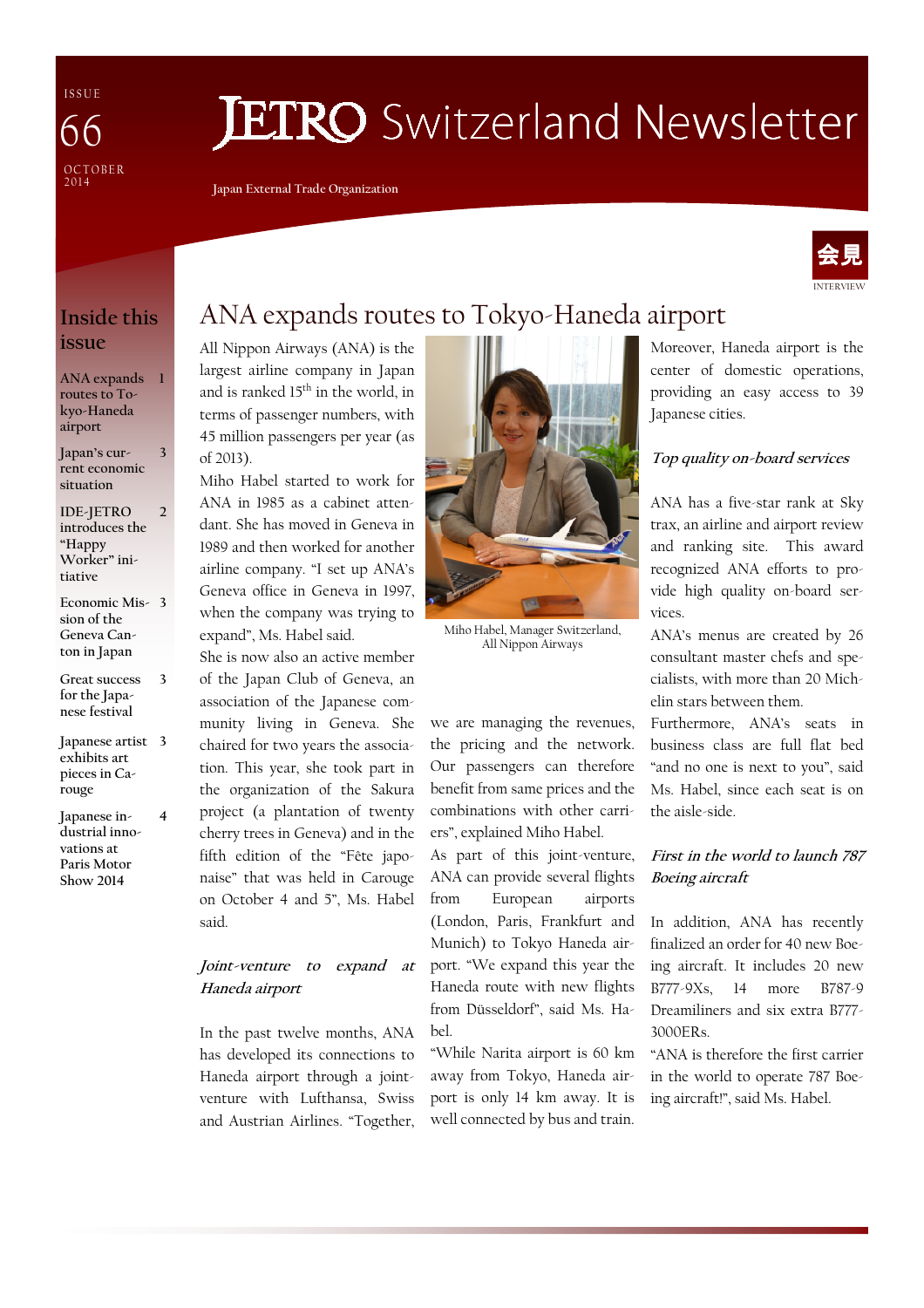ISSUE 66

OCTOBER 2014

# JETRO Switzerland Newsletter

Japan External Trade Organization

会見 INTERVIEW

## Inside this issue

| | |
|---|---|
| ANA expands routes to Tokyo-Haneda airport | 1 |
| Japan's current economic situation | 3 |
| IDE-JETRO introduces the "Happy Worker" initiative | 2 |
| Economic Mission of the Geneva Canton in Japan | 3 |
| Great success for the Japanese festival | 3 |
| Japanese artist exhibits art pieces in Carouge | 3 |
| Japanese industrial innovations at Paris Motor Show 2014 | 4 |

# ANA expands routes to Tokyo-Haneda airport

All Nippon Airways (ANA) is the largest airline company in Japan and is ranked 15th in the world, in terms of passenger numbers, with 45 million passengers per year (as of 2013).

Miho Habel started to work for ANA in 1985 as a cabinet attendant. She has moved in Geneva in 1989 and then worked for another airline company. "I set up ANA's Geneva office in Geneva in 1997, when the company was trying to expand", Ms. Habel said.

She is now also an active member of the Japan Club of Geneva, an association of the Japanese community living in Geneva. She chaired for two years the association. This year, she took part in the organization of the Sakura project (a plantation of twenty cherry trees in Geneva) and in the fifth edition of the "Fête japonaise" that was held in Carouge on October 4 and 5", Ms. Habel said.

Miho Habel, Manager Switzerland, All Nippon Airways

### *Joint-venture to expand at Haneda airport*

In the past twelve months, ANA has developed its connections to Haneda airport through a joint-venture with Lufthansa, Swiss and Austrian Airlines. "Together, we are managing the revenues, the pricing and the network. Our passengers can therefore benefit from same prices and the same combinations with other carriers", explained Miho Habel.

As part of this joint-venture, ANA can provide several flights from European airports (London, Paris, Frankfurt and Munich) to Tokyo Haneda airport. "We expand this year the Haneda route with new flights from Düsseldorf", said Ms. Habel.

"While Narita airport is 60 km away from Tokyo, Haneda airport is only 14 km away. It is well connected by bus and train. Moreover, Haneda airport is the center of domestic operations, providing an easy access to 39 Japanese cities.

### *Top quality on-board services*

ANA has a five-star rank at Skytrax, an airline and airport review and ranking site. This award recognized ANA efforts to provide high quality on-board services.

ANA's menus are created by 26 consultant master chefs and specialists, with more than 20 Michelin stars between them.

Furthermore, ANA's seats in business class are full flat bed "and no one is next to you", said Ms. Habel, since each seat is on the aisle-side.

### *First in the world to launch 787 Boeing aircraft*

In addition, ANA has recently finalized an order for 40 new Boeing aircraft. It includes 20 new B777-9Xs, 14 more B787-9 Dreamiliners and six extra B777-3000ERs.

"ANA is therefore the first carrier in the world to operate 787 Boeing aircraft!", said Ms. Habel.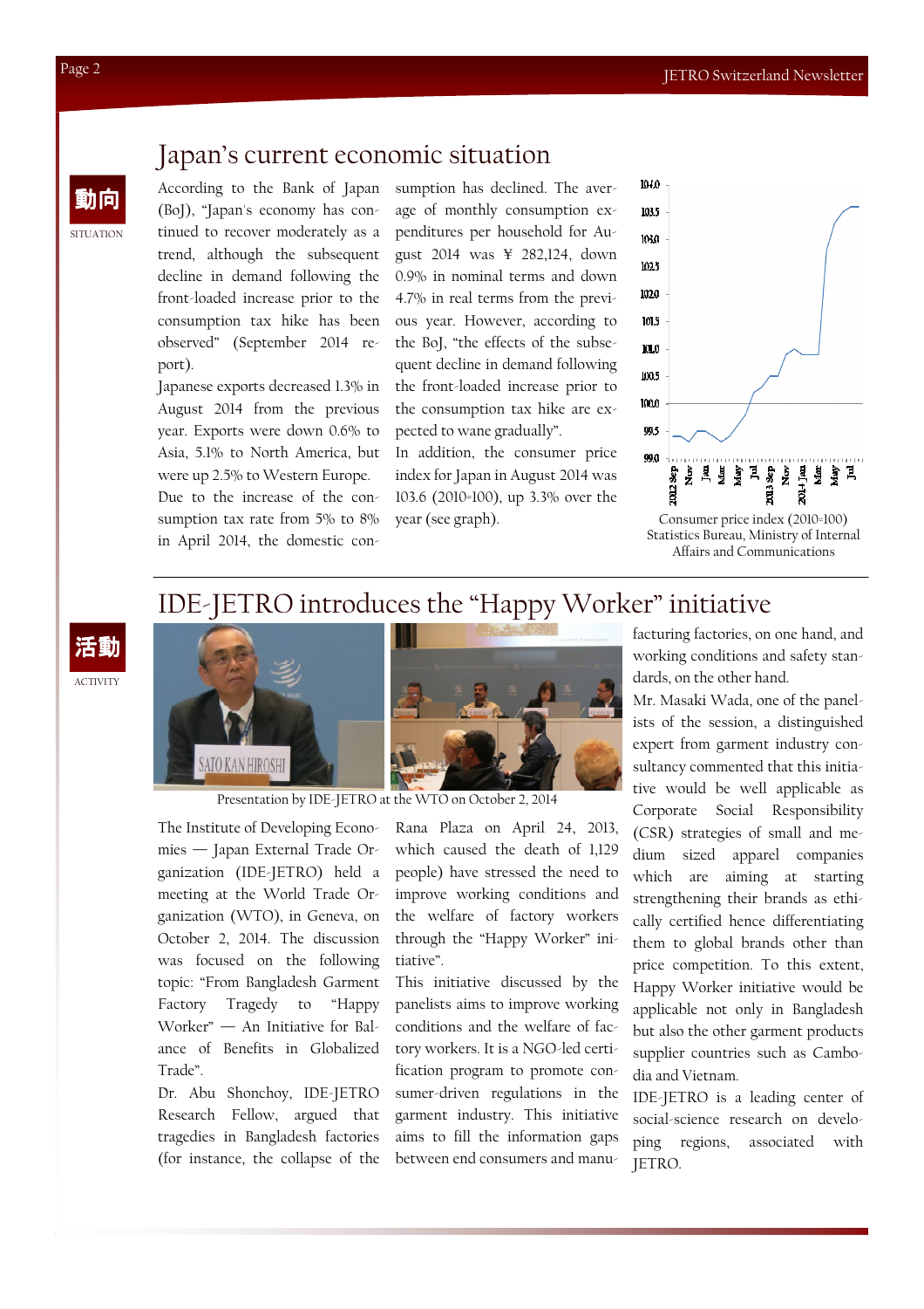# Japan's current economic situation

動向

SITUATION

According to the Bank of Japan (BoJ), "Japan's economy has continued to recover moderately as a trend, although the subsequent decline in demand following the front-loaded increase prior to the consumption tax hike has been observed" (September 2014 report).

Japanese exports decreased 1.3% in August 2014 from the previous year. Exports were down 0.6% to Asia, 5.1% to North America, but were up 2.5% to Western Europe.

Due to the increase of the consumption tax rate from 5% to 8% in April 2014, the domestic consumption has declined. The average of monthly consumption expenditures per household for August 2014 was ¥ 282,124, down 0.9% in nominal terms and down 4.7% in real terms from the previous year. However, according to the BoJ, "the effects of the subsequent decline in demand following the front-loaded increase prior to the consumption tax hike are expected to wane gradually".

In addition, the consumer price index for Japan in August 2014 was 103.6 (2010=100), up 3.3% over the year (see graph).

104.0
103.5
103.0
102.5
102.0
101.5
101.0
100.5
100.0
99.5
99.0

2012 Sep, Nov, Jan, Mar, May, Jul, 2013 Sep, Nov, 2014 Jan, Mar, May, Jul

Consumer price index (2010=100)
Statistics Bureau, Ministry of Internal Affairs and Communications

# IDE-JETRO introduces the "Happy Worker" initiative

活動

ACTIVITY

Presentation by IDE-JETRO at the WTO on October 2, 2014

The Institute of Developing Economies — Japan External Trade Organization (IDE-JETRO) held a meeting at the World Trade Organization (WTO), in Geneva, on October 2, 2014. The discussion was focused on the following topic: "From Bangladesh Garment Factory Tragedy to "Happy Worker" — An Initiative for Balance of Benefits in Globalized Trade".

Dr. Abu Shonchoy, IDE-JETRO Research Fellow, argued that tragedies in Bangladesh factories (for instance, the collapse of the Rana Plaza on April 24, 2013, which caused the death of 1,129 people) have stressed the need to improve working conditions and the welfare of factory workers through the "Happy Worker" initiative".

This initiative discussed by the panelists aims to improve working conditions and the welfare of factory workers. It is a NGO-led certification program to promote consumer-driven regulations in the garment industry. This initiative aims to fill the information gaps between end consumers and manufacturing factories, on one hand, and working conditions and safety standards, on the other hand.

Mr. Masaki Wada, one of the panelists of the session, a distinguished expert from garment industry consultancy commented that this initiative would be well applicable as Corporate Social Responsibility (CSR) strategies of small and medium sized apparel companies which are aiming at starting strengthening their brands as ethically certified hence differentiating them to global brands other than price competition. To this extent, Happy Worker initiative would be applicable not only in Bangladesh but also the other garment products supplier countries such as Cambodia and Vietnam.

IDE-JETRO is a leading center of social-science research on developing regions, associated with JETRO.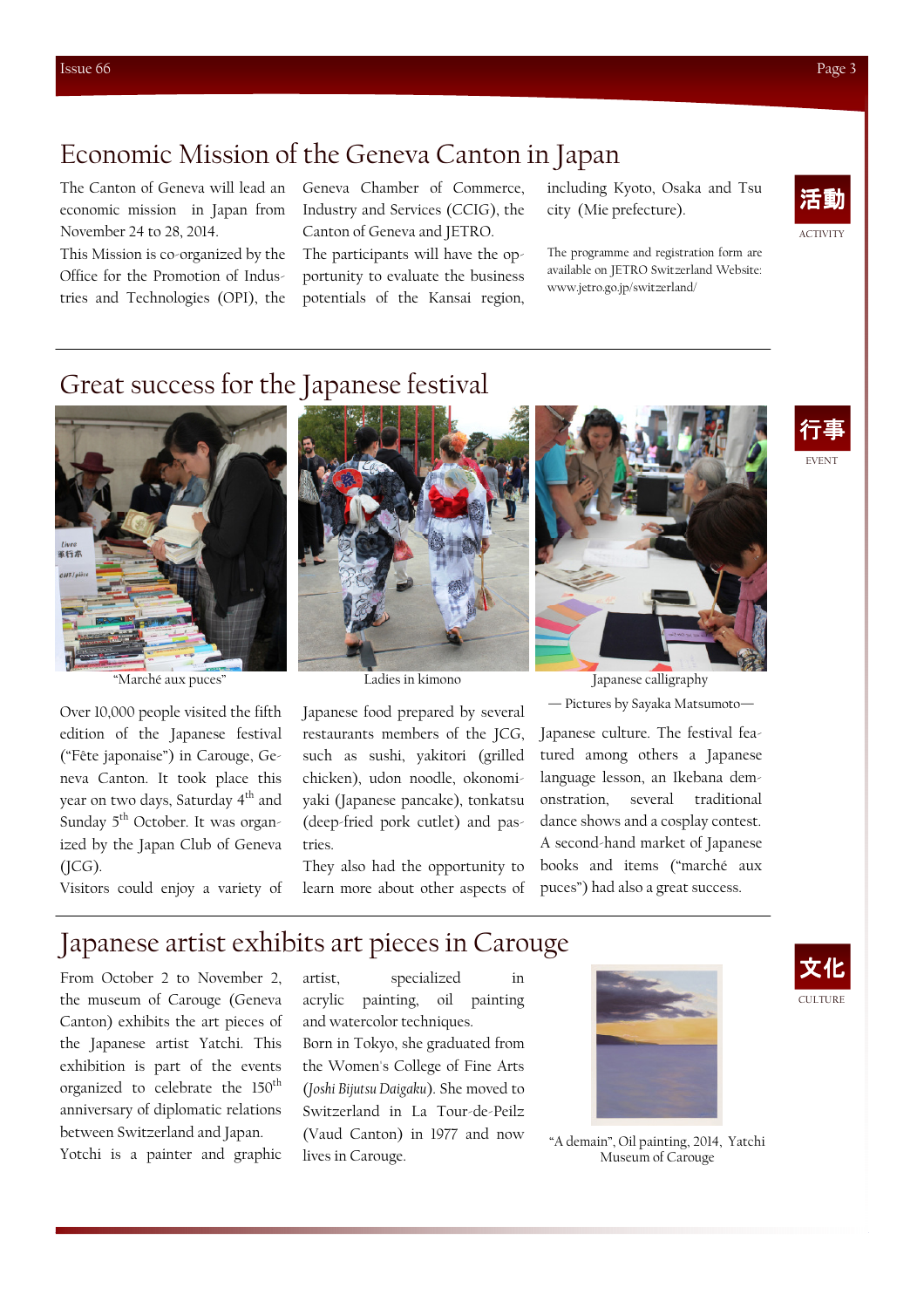## Economic Mission of the Geneva Canton in Japan

活動
ACTIVITY

The Canton of Geneva will lead an economic mission in Japan from November 24 to 28, 2014.

This Mission is co-organized by the Office for the Promotion of Industries and Technologies (OPI), the Geneva Chamber of Commerce, Industry and Services (CCIG), the Canton of Geneva and JETRO.

The participants will have the opportunity to evaluate the business potentials of the Kansai region, including Kyoto, Osaka and Tsu city (Mie prefecture).

The programme and registration form are available on JETRO Switzerland Website: www.jetro.go.jp/switzerland/

## Great success for the Japanese festival

行事
EVENT

"Marché aux puces"

Ladies in kimono

Japanese calligraphy

— Pictures by Sayaka Matsumoto—

Over 10,000 people visited the fifth edition of the Japanese festival ("Fête japonaise") in Carouge, Geneva Canton. It took place this year on two days, Saturday 4th and Sunday 5th October. It was organized by the Japan Club of Geneva (JCG).

Visitors could enjoy a variety of Japanese food prepared by several restaurants members of the JCG, such as sushi, yakitori (grilled chicken), udon noodle, okonomiyaki (Japanese pancake), tonkatsu (deep-fried pork cutlet) and pastries.

They also had the opportunity to learn more about other aspects of Japanese culture. The festival featured among others a Japanese language lesson, an Ikebana demonstration, several traditional dance shows and a cosplay contest. A second-hand market of Japanese books and items ("marché aux puces") had also a great success.

## Japanese artist exhibits art pieces in Carouge

文化
CULTURE

From October 2 to November 2, the museum of Carouge (Geneva Canton) exhibits the art pieces of the Japanese artist Yatchi. This exhibition is part of the events organized to celebrate the 150th anniversary of diplomatic relations between Switzerland and Japan.

Yotchi is a painter and graphic artist, specialized in acrylic painting, oil painting and watercolor techniques.

Born in Tokyo, she graduated from the Women's College of Fine Arts (*Joshi Bijutsu Daigaku*). She moved to Switzerland in La Tour-de-Peilz (Vaud Canton) in 1977 and now lives in Carouge.

"A demain", Oil painting, 2014, Yatchi
Museum of Carouge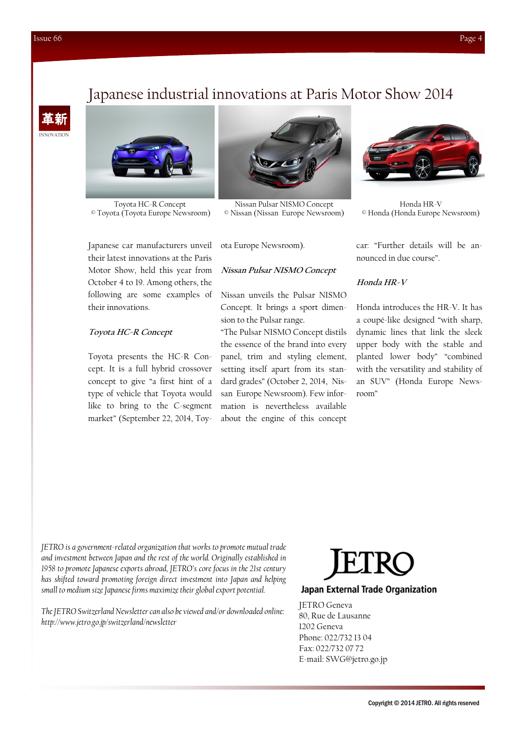# Japanese industrial innovations at Paris Motor Show 2014

革新
INNOVATION

Toyota HC-R Concept
© Toyota (Toyota Europe Newsroom)

Nissan Pulsar NISMO Concept
© Nissan (Nissan Europe Newsroom)

Honda HR-V
© Honda (Honda Europe Newsroom)

Japanese car manufacturers unveil their latest innovations at the Paris Motor Show, held this year from October 4 to 19. Among others, the following are some examples of their innovations.

### *Toyota HC-R Concept*

Toyota presents the HC-R Concept. It is a full hybrid crossover concept to give "a first hint of a type of vehicle that Toyota would like to bring to the C-segment market" (September 22, 2014, Toyota Europe Newsroom).

### *Nissan Pulsar NISMO Concept*

Nissan unveils the Pulsar NISMO Concept. It brings a sport dimension to the Pulsar range.
"The Pulsar NISMO Concept distils the essence of the brand into every panel, trim and styling element, setting itself apart from its standard grades" (October 2, 2014, Nissan Europe Newsroom). Few information is nevertheless available about the engine of this concept car: "Further details will be announced in due course".

### *Honda HR-V*

Honda introduces the HR-V. It has a coupé-like designed "with sharp, dynamic lines that link the sleek upper body with the stable and planted lower body" "combined with the versatility and stability of an SUV" (Honda Europe Newsroom)"

*JETRO is a government-related organization that works to promote mutual trade and investment between Japan and the rest of the world. Originally established in 1958 to promote Japanese exports abroad, JETRO's core focus in the 21st century has shifted toward promoting foreign direct investment into Japan and helping small to medium size Japanese firms maximize their global export potential.*

*The JETRO Switzerland Newsletter can also be viewed and/or downloaded online: http://www.jetro.go.jp/switzerland/newsletter*

JETRO
Japan External Trade Organization

JETRO Geneva
80, Rue de Lausanne
1202 Geneva
Phone: 022/732 13 04
Fax: 022/732 07 72
E-mail: SWG@jetro.go.jp

Copyright © 2014 JETRO. All rights reserved